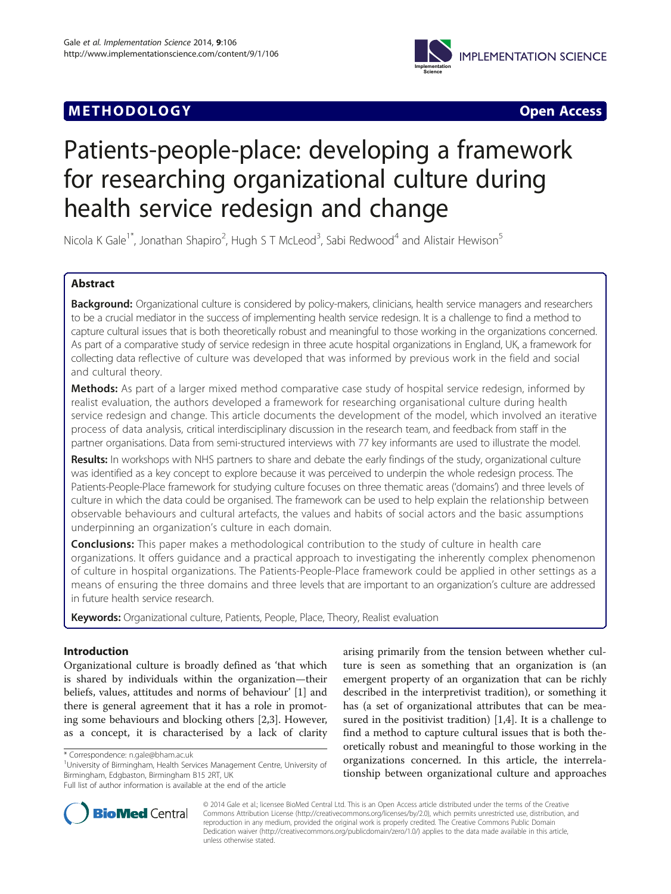**METHODOLOGY** **Open Access**

# Patients-people-place: developing a framework for researching organizational culture during health service redesign and change

Nicola K Gale[1*], Jonathan Shapiro[2], Hugh S T McLeod[3], Sabi Redwood[4] and Alistair Hewison[5]

## Abstract

**Background:** Organizational culture is considered by policy-makers, clinicians, health service managers and researchers to be a crucial mediator in the success of implementing health service redesign. It is a challenge to find a method to capture cultural issues that is both theoretically robust and meaningful to those working in the organizations concerned. As part of a comparative study of service redesign in three acute hospital organizations in England, UK, a framework for collecting data reflective of culture was developed that was informed by previous work in the field and social and cultural theory.

**Methods:** As part of a larger mixed method comparative case study of hospital service redesign, informed by realist evaluation, the authors developed a framework for researching organisational culture during health service redesign and change. This article documents the development of the model, which involved an iterative process of data analysis, critical interdisciplinary discussion in the research team, and feedback from staff in the partner organisations. Data from semi-structured interviews with 77 key informants are used to illustrate the model.

**Results:** In workshops with NHS partners to share and debate the early findings of the study, organizational culture was identified as a key concept to explore because it was perceived to underpin the whole redesign process. The Patients-People-Place framework for studying culture focuses on three thematic areas ('domains') and three levels of culture in which the data could be organised. The framework can be used to help explain the relationship between observable behaviours and cultural artefacts, the values and habits of social actors and the basic assumptions underpinning an organization's culture in each domain.

**Conclusions:** This paper makes a methodological contribution to the study of culture in health care organizations. It offers guidance and a practical approach to investigating the inherently complex phenomenon of culture in hospital organizations. The Patients-People-Place framework could be applied in other settings as a means of ensuring the three domains and three levels that are important to an organization's culture are addressed in future health service research.

**Keywords:** Organizational culture, Patients, People, Place, Theory, Realist evaluation

## Introduction

Organizational culture is broadly defined as 'that which is shared by individuals within the organization—their beliefs, values, attitudes and norms of behaviour' [1] and there is general agreement that it has a role in promoting some behaviours and blocking others [2,3]. However, as a concept, it is characterised by a lack of clarity arising primarily from the tension between whether culture is seen as something that an organization is (an emergent property of an organization that can be richly described in the interpretivist tradition), or something it has (a set of organizational attributes that can be measured in the positivist tradition) [1,4]. It is a challenge to find a method to capture cultural issues that is both theoretically robust and meaningful to those working in the organizations concerned. In this article, the interrelationship between organizational culture and approaches

\* Correspondence: n.gale@bham.ac.uk
[1]University of Birmingham, Health Services Management Centre, University of Birmingham, Edgbaston, Birmingham B15 2RT, UK
Full list of author information is available at the end of the article

© 2014 Gale et al.; licensee BioMed Central Ltd. This is an Open Access article distributed under the terms of the Creative Commons Attribution License (http://creativecommons.org/licenses/by/2.0), which permits unrestricted use, distribution, and reproduction in any medium, provided the original work is properly credited. The Creative Commons Public Domain Dedication waiver (http://creativecommons.org/publicdomain/zero/1.0/) applies to the data made available in this article, unless otherwise stated.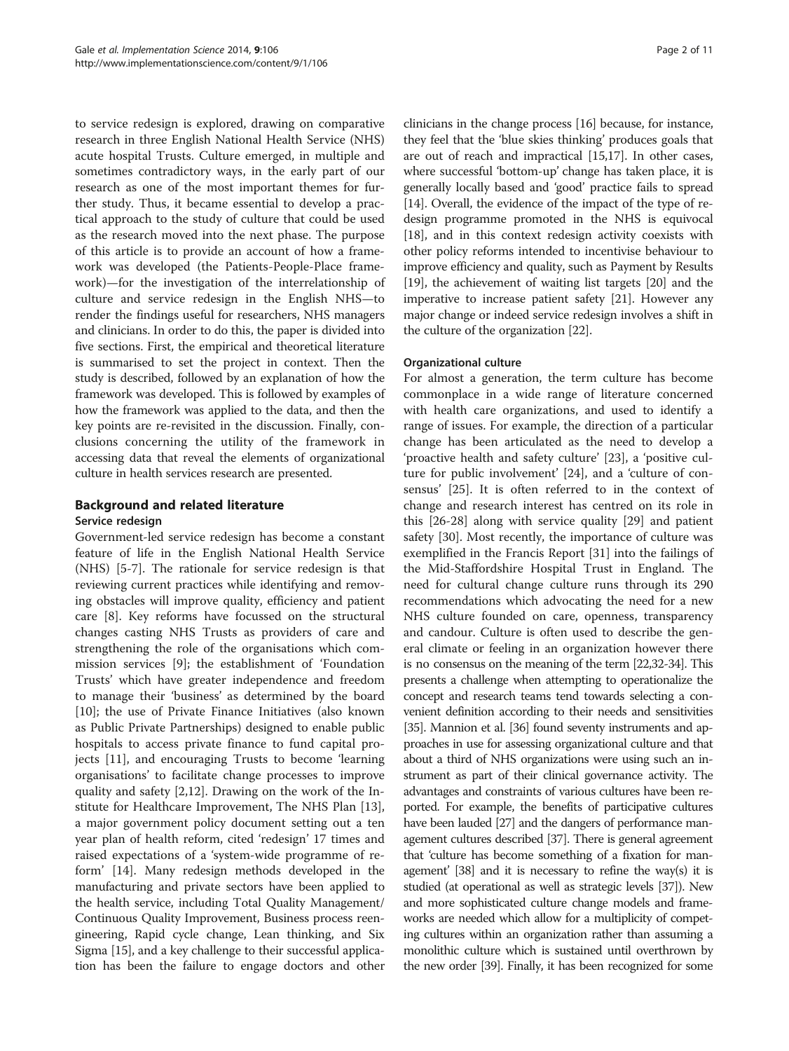to service redesign is explored, drawing on comparative research in three English National Health Service (NHS) acute hospital Trusts. Culture emerged, in multiple and sometimes contradictory ways, in the early part of our research as one of the most important themes for further study. Thus, it became essential to develop a practical approach to the study of culture that could be used as the research moved into the next phase. The purpose of this article is to provide an account of how a framework was developed (the Patients-People-Place framework)—for the investigation of the interrelationship of culture and service redesign in the English NHS—to render the findings useful for researchers, NHS managers and clinicians. In order to do this, the paper is divided into five sections. First, the empirical and theoretical literature is summarised to set the project in context. Then the study is described, followed by an explanation of how the framework was developed. This is followed by examples of how the framework was applied to the data, and then the key points are re-revisited in the discussion. Finally, conclusions concerning the utility of the framework in accessing data that reveal the elements of organizational culture in health services research are presented.

## Background and related literature

### Service redesign

Government-led service redesign has become a constant feature of life in the English National Health Service (NHS) [5-7]. The rationale for service redesign is that reviewing current practices while identifying and removing obstacles will improve quality, efficiency and patient care [8]. Key reforms have focussed on the structural changes casting NHS Trusts as providers of care and strengthening the role of the organisations which commission services [9]; the establishment of 'Foundation Trusts' which have greater independence and freedom to manage their 'business' as determined by the board [10]; the use of Private Finance Initiatives (also known as Public Private Partnerships) designed to enable public hospitals to access private finance to fund capital projects [11], and encouraging Trusts to become 'learning organisations' to facilitate change processes to improve quality and safety [2,12]. Drawing on the work of the Institute for Healthcare Improvement, The NHS Plan [13], a major government policy document setting out a ten year plan of health reform, cited 'redesign' 17 times and raised expectations of a 'system-wide programme of reform' [14]. Many redesign methods developed in the manufacturing and private sectors have been applied to the health service, including Total Quality Management/Continuous Quality Improvement, Business process reengineering, Rapid cycle change, Lean thinking, and Six Sigma [15], and a key challenge to their successful application has been the failure to engage doctors and other clinicians in the change process [16] because, for instance, they feel that the 'blue skies thinking' produces goals that are out of reach and impractical [15,17]. In other cases, where successful 'bottom-up' change has taken place, it is generally locally based and 'good' practice fails to spread [14]. Overall, the evidence of the impact of the type of redesign programme promoted in the NHS is equivocal [18], and in this context redesign activity coexists with other policy reforms intended to incentivise behaviour to improve efficiency and quality, such as Payment by Results [19], the achievement of waiting list targets [20] and the imperative to increase patient safety [21]. However any major change or indeed service redesign involves a shift in the culture of the organization [22].

### Organizational culture

For almost a generation, the term culture has become commonplace in a wide range of literature concerned with health care organizations, and used to identify a range of issues. For example, the direction of a particular change has been articulated as the need to develop a 'proactive health and safety culture' [23], a 'positive culture for public involvement' [24], and a 'culture of consensus' [25]. It is often referred to in the context of change and research interest has centred on its role in this [26-28] along with service quality [29] and patient safety [30]. Most recently, the importance of culture was exemplified in the Francis Report [31] into the failings of the Mid-Staffordshire Hospital Trust in England. The need for cultural change culture runs through its 290 recommendations which advocating the need for a new NHS culture founded on care, openness, transparency and candour. Culture is often used to describe the general climate or feeling in an organization however there is no consensus on the meaning of the term [22,32-34]. This presents a challenge when attempting to operationalize the concept and research teams tend towards selecting a convenient definition according to their needs and sensitivities [35]. Mannion et al. [36] found seventy instruments and approaches in use for assessing organizational culture and that about a third of NHS organizations were using such an instrument as part of their clinical governance activity. The advantages and constraints of various cultures have been reported. For example, the benefits of participative cultures have been lauded [27] and the dangers of performance management cultures described [37]. There is general agreement that 'culture has become something of a fixation for management' [38] and it is necessary to refine the way(s) it is studied (at operational as well as strategic levels [37]). New and more sophisticated culture change models and frameworks are needed which allow for a multiplicity of competing cultures within an organization rather than assuming a monolithic culture which is sustained until overthrown by the new order [39]. Finally, it has been recognized for some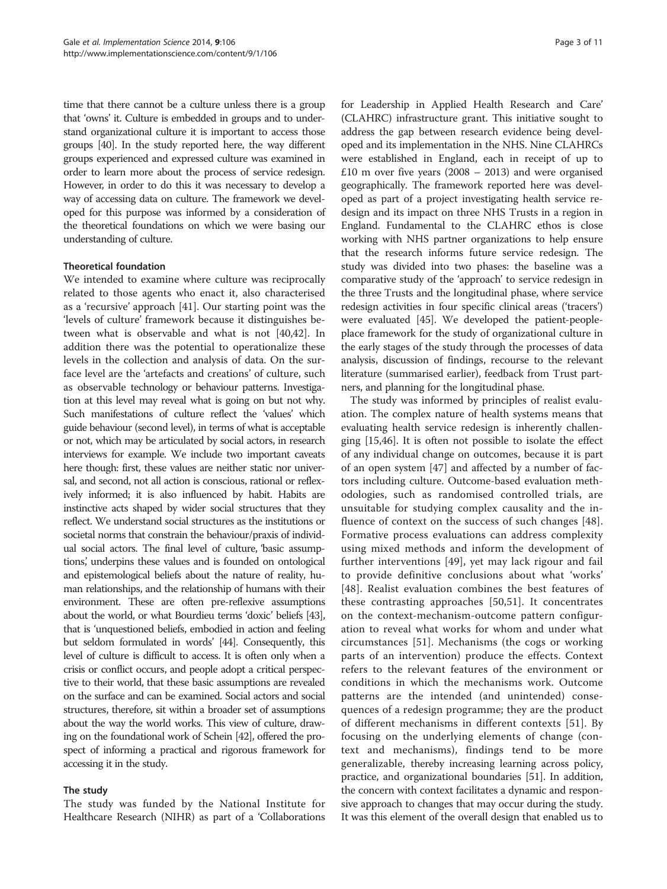time that there cannot be a culture unless there is a group that 'owns' it. Culture is embedded in groups and to understand organizational culture it is important to access those groups [40]. In the study reported here, the way different groups experienced and expressed culture was examined in order to learn more about the process of service redesign. However, in order to do this it was necessary to develop a way of accessing data on culture. The framework we developed for this purpose was informed by a consideration of the theoretical foundations on which we were basing our understanding of culture.

### Theoretical foundation

We intended to examine where culture was reciprocally related to those agents who enact it, also characterised as a 'recursive' approach [41]. Our starting point was the 'levels of culture' framework because it distinguishes between what is observable and what is not [40,42]. In addition there was the potential to operationalize these levels in the collection and analysis of data. On the surface level are the 'artefacts and creations' of culture, such as observable technology or behaviour patterns. Investigation at this level may reveal what is going on but not why. Such manifestations of culture reflect the 'values' which guide behaviour (second level), in terms of what is acceptable or not, which may be articulated by social actors, in research interviews for example. We include two important caveats here though: first, these values are neither static nor universal, and second, not all action is conscious, rational or reflexively informed; it is also influenced by habit. Habits are instinctive acts shaped by wider social structures that they reflect. We understand social structures as the institutions or societal norms that constrain the behaviour/praxis of individual social actors. The final level of culture, 'basic assumptions,' underpins these values and is founded on ontological and epistemological beliefs about the nature of reality, human relationships, and the relationship of humans with their environment. These are often pre-reflexive assumptions about the world, or what Bourdieu terms 'doxic' beliefs [43], that is 'unquestioned beliefs, embodied in action and feeling but seldom formulated in words' [44]. Consequently, this level of culture is difficult to access. It is often only when a crisis or conflict occurs, and people adopt a critical perspective to their world, that these basic assumptions are revealed on the surface and can be examined. Social actors and social structures, therefore, sit within a broader set of assumptions about the way the world works. This view of culture, drawing on the foundational work of Schein [42], offered the prospect of informing a practical and rigorous framework for accessing it in the study.

### The study

The study was funded by the National Institute for Healthcare Research (NIHR) as part of a 'Collaborations for Leadership in Applied Health Research and Care' (CLAHRC) infrastructure grant. This initiative sought to address the gap between research evidence being developed and its implementation in the NHS. Nine CLAHRCs were established in England, each in receipt of up to £10 m over five years (2008 – 2013) and were organised geographically. The framework reported here was developed as part of a project investigating health service redesign and its impact on three NHS Trusts in a region in England. Fundamental to the CLAHRC ethos is close working with NHS partner organizations to help ensure that the research informs future service redesign. The study was divided into two phases: the baseline was a comparative study of the 'approach' to service redesign in the three Trusts and the longitudinal phase, where service redesign activities in four specific clinical areas ('tracers') were evaluated [45]. We developed the patient-people-place framework for the study of organizational culture in the early stages of the study through the processes of data analysis, discussion of findings, recourse to the relevant literature (summarised earlier), feedback from Trust partners, and planning for the longitudinal phase.

The study was informed by principles of realist evaluation. The complex nature of health systems means that evaluating health service redesign is inherently challenging [15,46]. It is often not possible to isolate the effect of any individual change on outcomes, because it is part of an open system [47] and affected by a number of factors including culture. Outcome-based evaluation methodologies, such as randomised controlled trials, are unsuitable for studying complex causality and the influence of context on the success of such changes [48]. Formative process evaluations can address complexity using mixed methods and inform the development of further interventions [49], yet may lack rigour and fail to provide definitive conclusions about what 'works' [48]. Realist evaluation combines the best features of these contrasting approaches [50,51]. It concentrates on the context-mechanism-outcome pattern configuration to reveal what works for whom and under what circumstances [51]. Mechanisms (the cogs or working parts of an intervention) produce the effects. Context refers to the relevant features of the environment or conditions in which the mechanisms work. Outcome patterns are the intended (and unintended) consequences of a redesign programme; they are the product of different mechanisms in different contexts [51]. By focusing on the underlying elements of change (context and mechanisms), findings tend to be more generalizable, thereby increasing learning across policy, practice, and organizational boundaries [51]. In addition, the concern with context facilitates a dynamic and responsive approach to changes that may occur during the study. It was this element of the overall design that enabled us to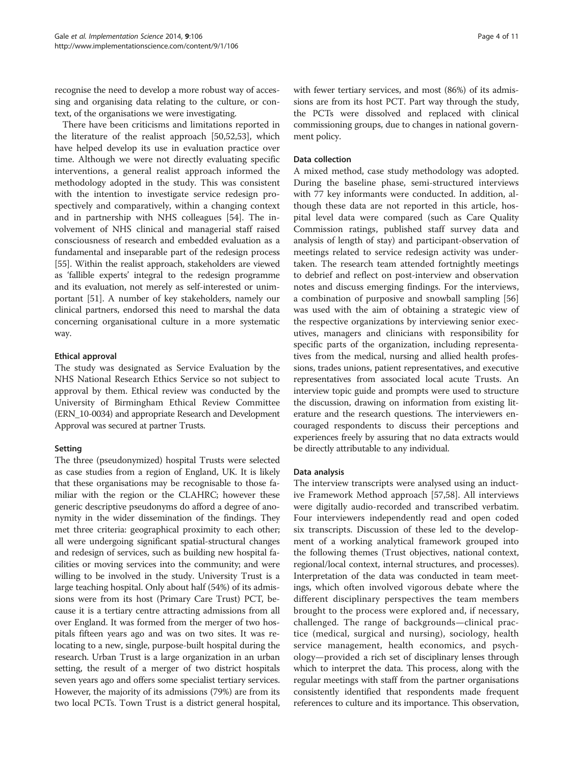recognise the need to develop a more robust way of accessing and organising data relating to the culture, or context, of the organisations we were investigating.

There have been criticisms and limitations reported in the literature of the realist approach [50,52,53], which have helped develop its use in evaluation practice over time. Although we were not directly evaluating specific interventions, a general realist approach informed the methodology adopted in the study. This was consistent with the intention to investigate service redesign prospectively and comparatively, within a changing context and in partnership with NHS colleagues [54]. The involvement of NHS clinical and managerial staff raised consciousness of research and embedded evaluation as a fundamental and inseparable part of the redesign process [55]. Within the realist approach, stakeholders are viewed as 'fallible experts' integral to the redesign programme and its evaluation, not merely as self-interested or unimportant [51]. A number of key stakeholders, namely our clinical partners, endorsed this need to marshal the data concerning organisational culture in a more systematic way.

#### Ethical approval

The study was designated as Service Evaluation by the NHS National Research Ethics Service so not subject to approval by them. Ethical review was conducted by the University of Birmingham Ethical Review Committee (ERN_10-0034) and appropriate Research and Development Approval was secured at partner Trusts.

#### Setting

The three (pseudonymized) hospital Trusts were selected as case studies from a region of England, UK. It is likely that these organisations may be recognisable to those familiar with the region or the CLAHRC; however these generic descriptive pseudonyms do afford a degree of anonymity in the wider dissemination of the findings. They met three criteria: geographical proximity to each other; all were undergoing significant spatial-structural changes and redesign of services, such as building new hospital facilities or moving services into the community; and were willing to be involved in the study. University Trust is a large teaching hospital. Only about half (54%) of its admissions were from its host (Primary Care Trust) PCT, because it is a tertiary centre attracting admissions from all over England. It was formed from the merger of two hospitals fifteen years ago and was on two sites. It was relocating to a new, single, purpose-built hospital during the research. Urban Trust is a large organization in an urban setting, the result of a merger of two district hospitals seven years ago and offers some specialist tertiary services. However, the majority of its admissions (79%) are from its two local PCTs. Town Trust is a district general hospital, with fewer tertiary services, and most (86%) of its admissions are from its host PCT. Part way through the study, the PCTs were dissolved and replaced with clinical commissioning groups, due to changes in national government policy.

#### Data collection

A mixed method, case study methodology was adopted. During the baseline phase, semi-structured interviews with 77 key informants were conducted. In addition, although these data are not reported in this article, hospital level data were compared (such as Care Quality Commission ratings, published staff survey data and analysis of length of stay) and participant-observation of meetings related to service redesign activity was undertaken. The research team attended fortnightly meetings to debrief and reflect on post-interview and observation notes and discuss emerging findings. For the interviews, a combination of purposive and snowball sampling [56] was used with the aim of obtaining a strategic view of the respective organizations by interviewing senior executives, managers and clinicians with responsibility for specific parts of the organization, including representatives from the medical, nursing and allied health professions, trades unions, patient representatives, and executive representatives from associated local acute Trusts. An interview topic guide and prompts were used to structure the discussion, drawing on information from existing literature and the research questions. The interviewers encouraged respondents to discuss their perceptions and experiences freely by assuring that no data extracts would be directly attributable to any individual.

#### Data analysis

The interview transcripts were analysed using an inductive Framework Method approach [57,58]. All interviews were digitally audio-recorded and transcribed verbatim. Four interviewers independently read and open coded six transcripts. Discussion of these led to the development of a working analytical framework grouped into the following themes (Trust objectives, national context, regional/local context, internal structures, and processes). Interpretation of the data was conducted in team meetings, which often involved vigorous debate where the different disciplinary perspectives the team members brought to the process were explored and, if necessary, challenged. The range of backgrounds—clinical practice (medical, surgical and nursing), sociology, health service management, health economics, and psychology—provided a rich set of disciplinary lenses through which to interpret the data. This process, along with the regular meetings with staff from the partner organisations consistently identified that respondents made frequent references to culture and its importance. This observation,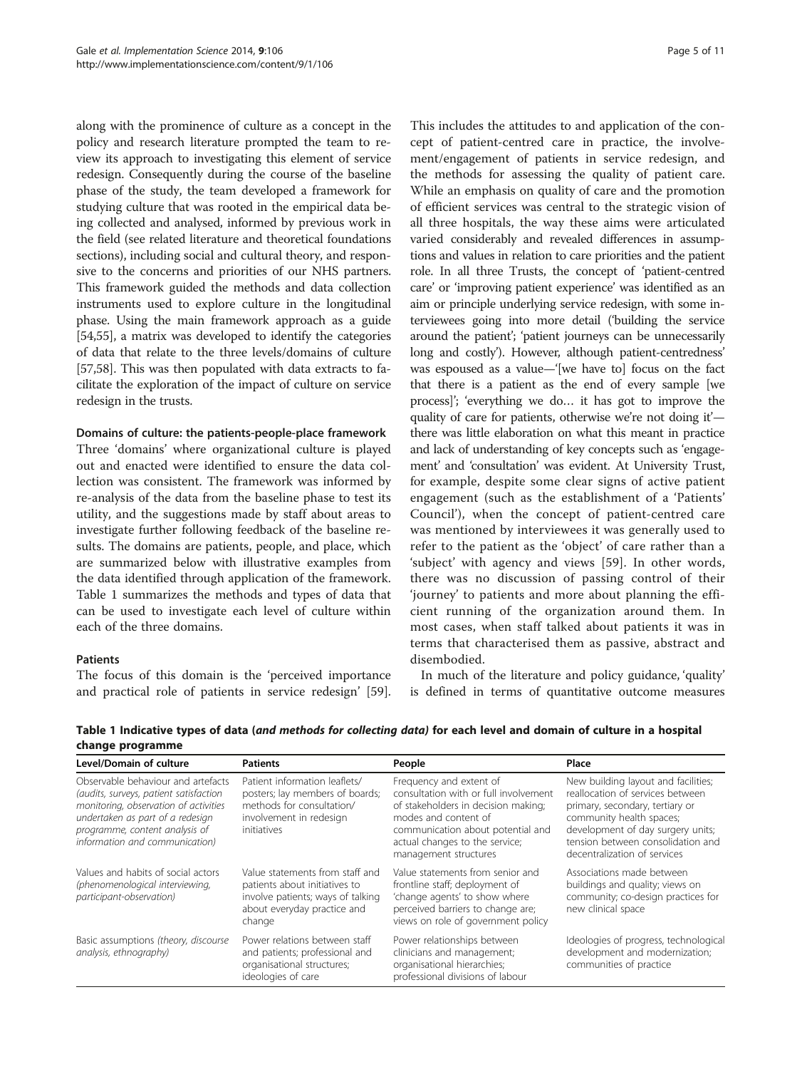along with the prominence of culture as a concept in the policy and research literature prompted the team to review its approach to investigating this element of service redesign. Consequently during the course of the baseline phase of the study, the team developed a framework for studying culture that was rooted in the empirical data being collected and analysed, informed by previous work in the field (see related literature and theoretical foundations sections), including social and cultural theory, and responsive to the concerns and priorities of our NHS partners. This framework guided the methods and data collection instruments used to explore culture in the longitudinal phase. Using the main framework approach as a guide [54,55], a matrix was developed to identify the categories of data that relate to the three levels/domains of culture [57,58]. This was then populated with data extracts to facilitate the exploration of the impact of culture on service redesign in the trusts.

### Domains of culture: the patients-people-place framework

Three 'domains' where organizational culture is played out and enacted were identified to ensure the data collection was consistent. The framework was informed by re-analysis of the data from the baseline phase to test its utility, and the suggestions made by staff about areas to investigate further following feedback of the baseline results. The domains are patients, people, and place, which are summarized below with illustrative examples from the data identified through application of the framework. Table 1 summarizes the methods and types of data that can be used to investigate each level of culture within each of the three domains.

### Patients

The focus of this domain is the 'perceived importance and practical role of patients in service redesign' [59]. This includes the attitudes to and application of the concept of patient-centred care in practice, the involvement/engagement of patients in service redesign, and the methods for assessing the quality of patient care. While an emphasis on quality of care and the promotion of efficient services was central to the strategic vision of all three hospitals, the way these aims were articulated varied considerably and revealed differences in assumptions and values in relation to care priorities and the patient role. In all three Trusts, the concept of 'patient-centred care' or 'improving patient experience' was identified as an aim or principle underlying service redesign, with some interviewees going into more detail ('building the service around the patient'; 'patient journeys can be unnecessarily long and costly'). However, although patient-centredness' was espoused as a value—'[we have to] focus on the fact that there is a patient as the end of every sample [we process]'; 'everything we do… it has got to improve the quality of care for patients, otherwise we're not doing it'—there was little elaboration on what this meant in practice and lack of understanding of key concepts such as 'engagement' and 'consultation' was evident. At University Trust, for example, despite some clear signs of active patient engagement (such as the establishment of a 'Patients' Council'), when the concept of patient-centred care was mentioned by interviewees it was generally used to refer to the patient as the 'object' of care rather than a 'subject' with agency and views [59]. In other words, there was no discussion of passing control of their 'journey' to patients and more about planning the efficient running of the organization around them. In most cases, when staff talked about patients it was in terms that characterised them as passive, abstract and disembodied.

In much of the literature and policy guidance, 'quality' is defined in terms of quantitative outcome measures

**Table 1 Indicative types of data (*and methods for collecting data*) for each level and domain of culture in a hospital change programme**

| Level/Domain of culture | Patients | People | Place |
|---|---|---|---|
| Observable behaviour and artefacts *(audits, surveys, patient satisfaction monitoring, observation of activities undertaken as part of a redesign programme, content analysis of information and communication)* | Patient information leaflets/posters; lay members of boards; methods for consultation/involvement in redesign initiatives | Frequency and extent of consultation with or full involvement of stakeholders in decision making; modes and content of communication about potential and actual changes to the service; management structures | New building layout and facilities; reallocation of services between primary, secondary, tertiary or community health spaces; development of day surgery units; tension between consolidation and decentralization of services |
| Values and habits of social actors *(phenomenological interviewing, participant-observation)* | Value statements from staff and patients about initiatives to involve patients; ways of talking about everyday practice and change | Value statements from senior and frontline staff; deployment of 'change agents' to show where perceived barriers to change are; views on role of government policy | Associations made between buildings and quality; views on community; co-design practices for new clinical space |
| Basic assumptions *(theory, discourse analysis, ethnography)* | Power relations between staff and patients; professional and organisational structures; ideologies of care | Power relationships between clinicians and management; organisational hierarchies; professional divisions of labour | Ideologies of progress, technological development and modernization; communities of practice |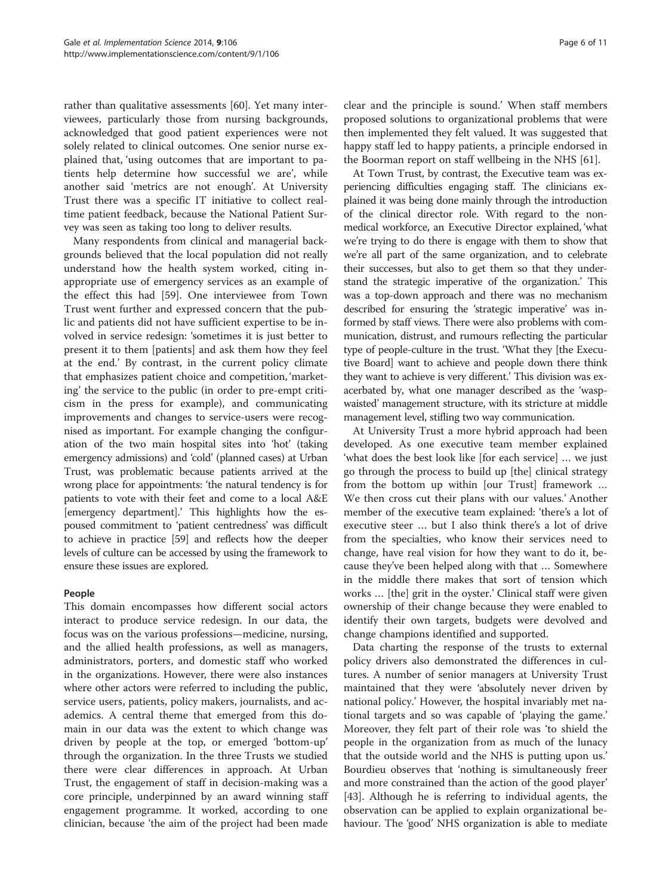rather than qualitative assessments [60]. Yet many interviewees, particularly those from nursing backgrounds, acknowledged that good patient experiences were not solely related to clinical outcomes. One senior nurse explained that, 'using outcomes that are important to patients help determine how successful we are', while another said 'metrics are not enough'. At University Trust there was a specific IT initiative to collect real-time patient feedback, because the National Patient Survey was seen as taking too long to deliver results.

Many respondents from clinical and managerial backgrounds believed that the local population did not really understand how the health system worked, citing inappropriate use of emergency services as an example of the effect this had [59]. One interviewee from Town Trust went further and expressed concern that the public and patients did not have sufficient expertise to be involved in service redesign: 'sometimes it is just better to present it to them [patients] and ask them how they feel at the end.' By contrast, in the current policy climate that emphasizes patient choice and competition, 'marketing' the service to the public (in order to pre-empt criticism in the press for example), and communicating improvements and changes to service-users were recognised as important. For example changing the configuration of the two main hospital sites into 'hot' (taking emergency admissions) and 'cold' (planned cases) at Urban Trust, was problematic because patients arrived at the wrong place for appointments: 'the natural tendency is for patients to vote with their feet and come to a local A&E [emergency department].' This highlights how the espoused commitment to 'patient centredness' was difficult to achieve in practice [59] and reflects how the deeper levels of culture can be accessed by using the framework to ensure these issues are explored.

#### People

This domain encompasses how different social actors interact to produce service redesign. In our data, the focus was on the various professions—medicine, nursing, and the allied health professions, as well as managers, administrators, porters, and domestic staff who worked in the organizations. However, there were also instances where other actors were referred to including the public, service users, patients, policy makers, journalists, and academics. A central theme that emerged from this domain in our data was the extent to which change was driven by people at the top, or emerged 'bottom-up' through the organization. In the three Trusts we studied there were clear differences in approach. At Urban Trust, the engagement of staff in decision-making was a core principle, underpinned by an award winning staff engagement programme. It worked, according to one clinician, because 'the aim of the project had been made clear and the principle is sound.' When staff members proposed solutions to organizational problems that were then implemented they felt valued. It was suggested that happy staff led to happy patients, a principle endorsed in the Boorman report on staff wellbeing in the NHS [61].

At Town Trust, by contrast, the Executive team was experiencing difficulties engaging staff. The clinicians explained it was being done mainly through the introduction of the clinical director role. With regard to the non-medical workforce, an Executive Director explained, 'what we're trying to do there is engage with them to show that we're all part of the same organization, and to celebrate their successes, but also to get them so that they understand the strategic imperative of the organization.' This was a top-down approach and there was no mechanism described for ensuring the 'strategic imperative' was informed by staff views. There were also problems with communication, distrust, and rumours reflecting the particular type of people-culture in the trust. 'What they [the Executive Board] want to achieve and people down there think they want to achieve is very different.' This division was exacerbated by, what one manager described as the 'wasp-waisted' management structure, with its stricture at middle management level, stifling two way communication.

At University Trust a more hybrid approach had been developed. As one executive team member explained 'what does the best look like [for each service] … we just go through the process to build up [the] clinical strategy from the bottom up within [our Trust] framework … We then cross cut their plans with our values.' Another member of the executive team explained: 'there's a lot of executive steer … but I also think there's a lot of drive from the specialties, who know their services need to change, have real vision for how they want to do it, because they've been helped along with that … Somewhere in the middle there makes that sort of tension which works … [the] grit in the oyster.' Clinical staff were given ownership of their change because they were enabled to identify their own targets, budgets were devolved and change champions identified and supported.

Data charting the response of the trusts to external policy drivers also demonstrated the differences in cultures. A number of senior managers at University Trust maintained that they were 'absolutely never driven by national policy.' However, the hospital invariably met national targets and so was capable of 'playing the game.' Moreover, they felt part of their role was 'to shield the people in the organization from as much of the lunacy that the outside world and the NHS is putting upon us.' Bourdieu observes that 'nothing is simultaneously freer and more constrained than the action of the good player' [43]. Although he is referring to individual agents, the observation can be applied to explain organizational behaviour. The 'good' NHS organization is able to mediate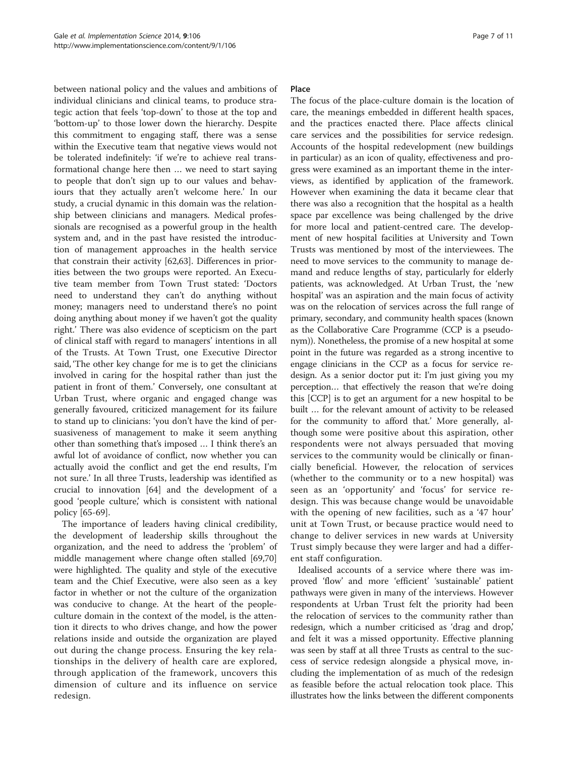between national policy and the values and ambitions of individual clinicians and clinical teams, to produce strategic action that feels 'top-down' to those at the top and 'bottom-up' to those lower down the hierarchy. Despite this commitment to engaging staff, there was a sense within the Executive team that negative views would not be tolerated indefinitely: 'if we're to achieve real transformational change here then … we need to start saying to people that don't sign up to our values and behaviours that they actually aren't welcome here.' In our study, a crucial dynamic in this domain was the relationship between clinicians and managers. Medical professionals are recognised as a powerful group in the health system and, and in the past have resisted the introduction of management approaches in the health service that constrain their activity [62,63]. Differences in priorities between the two groups were reported. An Executive team member from Town Trust stated: 'Doctors need to understand they can't do anything without money; managers need to understand there's no point doing anything about money if we haven't got the quality right.' There was also evidence of scepticism on the part of clinical staff with regard to managers' intentions in all of the Trusts. At Town Trust, one Executive Director said, 'The other key change for me is to get the clinicians involved in caring for the hospital rather than just the patient in front of them.' Conversely, one consultant at Urban Trust, where organic and engaged change was generally favoured, criticized management for its failure to stand up to clinicians: 'you don't have the kind of persuasiveness of management to make it seem anything other than something that's imposed … I think there's an awful lot of avoidance of conflict, now whether you can actually avoid the conflict and get the end results, I'm not sure.' In all three Trusts, leadership was identified as crucial to innovation [64] and the development of a good 'people culture,' which is consistent with national policy [65-69].

The importance of leaders having clinical credibility, the development of leadership skills throughout the organization, and the need to address the 'problem' of middle management where change often stalled [69,70] were highlighted. The quality and style of the executive team and the Chief Executive, were also seen as a key factor in whether or not the culture of the organization was conducive to change. At the heart of the people-culture domain in the context of the model, is the attention it directs to who drives change, and how the power relations inside and outside the organization are played out during the change process. Ensuring the key relationships in the delivery of health care are explored, through application of the framework, uncovers this dimension of culture and its influence on service redesign.

### Place

The focus of the place-culture domain is the location of care, the meanings embedded in different health spaces, and the practices enacted there. Place affects clinical care services and the possibilities for service redesign. Accounts of the hospital redevelopment (new buildings in particular) as an icon of quality, effectiveness and progress were examined as an important theme in the interviews, as identified by application of the framework. However when examining the data it became clear that there was also a recognition that the hospital as a health space par excellence was being challenged by the drive for more local and patient-centred care. The development of new hospital facilities at University and Town Trusts was mentioned by most of the interviewees. The need to move services to the community to manage demand and reduce lengths of stay, particularly for elderly patients, was acknowledged. At Urban Trust, the 'new hospital' was an aspiration and the main focus of activity was on the relocation of services across the full range of primary, secondary, and community health spaces (known as the Collaborative Care Programme (CCP is a pseudonym)). Nonetheless, the promise of a new hospital at some point in the future was regarded as a strong incentive to engage clinicians in the CCP as a focus for service redesign. As a senior doctor put it: I'm just giving you my perception… that effectively the reason that we're doing this [CCP] is to get an argument for a new hospital to be built … for the relevant amount of activity to be released for the community to afford that.' More generally, although some were positive about this aspiration, other respondents were not always persuaded that moving services to the community would be clinically or financially beneficial. However, the relocation of services (whether to the community or to a new hospital) was seen as an 'opportunity' and 'focus' for service redesign. This was because change would be unavoidable with the opening of new facilities, such as a '47 hour' unit at Town Trust, or because practice would need to change to deliver services in new wards at University Trust simply because they were larger and had a different staff configuration.

Idealised accounts of a service where there was improved 'flow' and more 'efficient' 'sustainable' patient pathways were given in many of the interviews. However respondents at Urban Trust felt the priority had been the relocation of services to the community rather than redesign, which a number criticised as 'drag and drop,' and felt it was a missed opportunity. Effective planning was seen by staff at all three Trusts as central to the success of service redesign alongside a physical move, including the implementation of as much of the redesign as feasible before the actual relocation took place. This illustrates how the links between the different components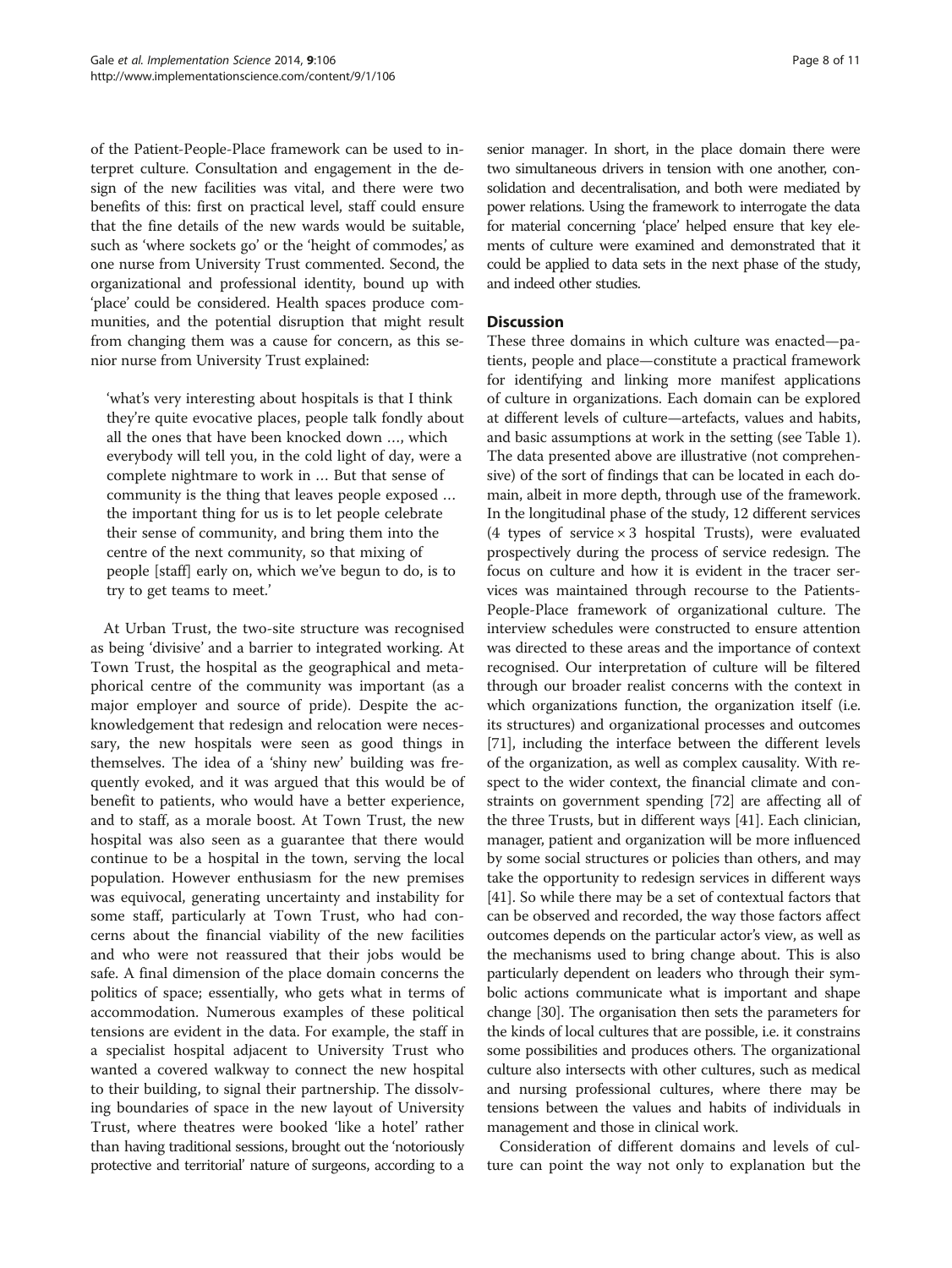of the Patient-People-Place framework can be used to interpret culture. Consultation and engagement in the design of the new facilities was vital, and there were two benefits of this: first on practical level, staff could ensure that the fine details of the new wards would be suitable, such as 'where sockets go' or the 'height of commodes,' as one nurse from University Trust commented. Second, the organizational and professional identity, bound up with 'place' could be considered. Health spaces produce communities, and the potential disruption that might result from changing them was a cause for concern, as this senior nurse from University Trust explained:

> 'what's very interesting about hospitals is that I think they're quite evocative places, people talk fondly about all the ones that have been knocked down …, which everybody will tell you, in the cold light of day, were a complete nightmare to work in … But that sense of community is the thing that leaves people exposed … the important thing for us is to let people celebrate their sense of community, and bring them into the centre of the next community, so that mixing of people [staff] early on, which we've begun to do, is to try to get teams to meet.'

At Urban Trust, the two-site structure was recognised as being 'divisive' and a barrier to integrated working. At Town Trust, the hospital as the geographical and metaphorical centre of the community was important (as a major employer and source of pride). Despite the acknowledgement that redesign and relocation were necessary, the new hospitals were seen as good things in themselves. The idea of a 'shiny new' building was frequently evoked, and it was argued that this would be of benefit to patients, who would have a better experience, and to staff, as a morale boost. At Town Trust, the new hospital was also seen as a guarantee that there would continue to be a hospital in the town, serving the local population. However enthusiasm for the new premises was equivocal, generating uncertainty and instability for some staff, particularly at Town Trust, who had concerns about the financial viability of the new facilities and who were not reassured that their jobs would be safe. A final dimension of the place domain concerns the politics of space; essentially, who gets what in terms of accommodation. Numerous examples of these political tensions are evident in the data. For example, the staff in a specialist hospital adjacent to University Trust who wanted a covered walkway to connect the new hospital to their building, to signal their partnership. The dissolving boundaries of space in the new layout of University Trust, where theatres were booked 'like a hotel' rather than having traditional sessions, brought out the 'notoriously protective and territorial' nature of surgeons, according to a senior manager. In short, in the place domain there were two simultaneous drivers in tension with one another, consolidation and decentralisation, and both were mediated by power relations. Using the framework to interrogate the data for material concerning 'place' helped ensure that key elements of culture were examined and demonstrated that it could be applied to data sets in the next phase of the study, and indeed other studies.

## Discussion

These three domains in which culture was enacted—patients, people and place—constitute a practical framework for identifying and linking more manifest applications of culture in organizations. Each domain can be explored at different levels of culture—artefacts, values and habits, and basic assumptions at work in the setting (see Table 1). The data presented above are illustrative (not comprehensive) of the sort of findings that can be located in each domain, albeit in more depth, through use of the framework. In the longitudinal phase of the study, 12 different services (4 types of service × 3 hospital Trusts), were evaluated prospectively during the process of service redesign. The focus on culture and how it is evident in the tracer services was maintained through recourse to the Patients-People-Place framework of organizational culture. The interview schedules were constructed to ensure attention was directed to these areas and the importance of context recognised. Our interpretation of culture will be filtered through our broader realist concerns with the context in which organizations function, the organization itself (i.e. its structures) and organizational processes and outcomes [71], including the interface between the different levels of the organization, as well as complex causality. With respect to the wider context, the financial climate and constraints on government spending [72] are affecting all of the three Trusts, but in different ways [41]. Each clinician, manager, patient and organization will be more influenced by some social structures or policies than others, and may take the opportunity to redesign services in different ways [41]. So while there may be a set of contextual factors that can be observed and recorded, the way those factors affect outcomes depends on the particular actor's view, as well as the mechanisms used to bring change about. This is also particularly dependent on leaders who through their symbolic actions communicate what is important and shape change [30]. The organisation then sets the parameters for the kinds of local cultures that are possible, i.e. it constrains some possibilities and produces others. The organizational culture also intersects with other cultures, such as medical and nursing professional cultures, where there may be tensions between the values and habits of individuals in management and those in clinical work.

Consideration of different domains and levels of culture can point the way not only to explanation but the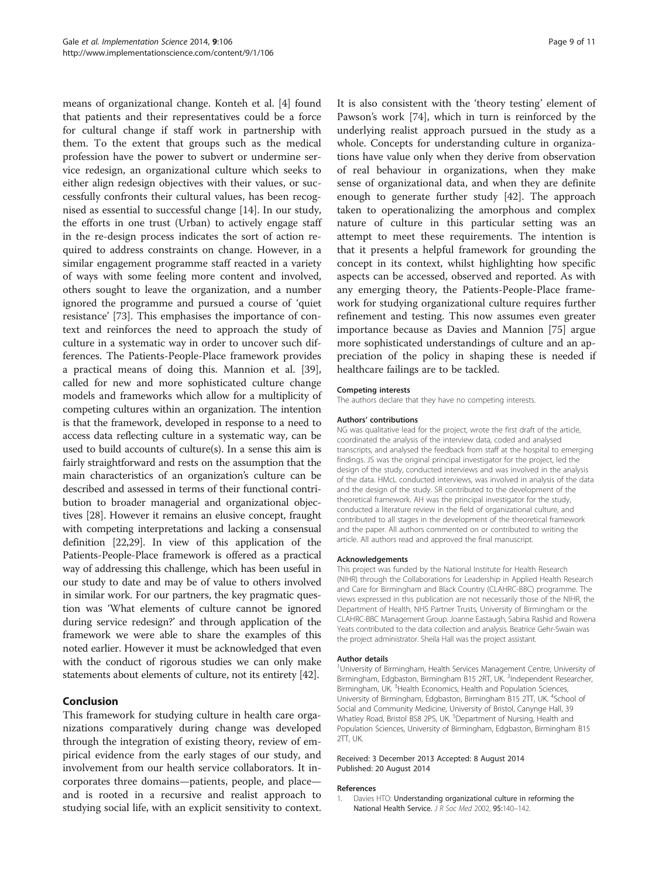means of organizational change. Konteh et al. [4] found that patients and their representatives could be a force for cultural change if staff work in partnership with them. To the extent that groups such as the medical profession have the power to subvert or undermine service redesign, an organizational culture which seeks to either align redesign objectives with their values, or successfully confronts their cultural values, has been recognised as essential to successful change [14]. In our study, the efforts in one trust (Urban) to actively engage staff in the re-design process indicates the sort of action required to address constraints on change. However, in a similar engagement programme staff reacted in a variety of ways with some feeling more content and involved, others sought to leave the organization, and a number ignored the programme and pursued a course of 'quiet resistance' [73]. This emphasises the importance of context and reinforces the need to approach the study of culture in a systematic way in order to uncover such differences. The Patients-People-Place framework provides a practical means of doing this. Mannion et al. [39], called for new and more sophisticated culture change models and frameworks which allow for a multiplicity of competing cultures within an organization. The intention is that the framework, developed in response to a need to access data reflecting culture in a systematic way, can be used to build accounts of culture(s). In a sense this aim is fairly straightforward and rests on the assumption that the main characteristics of an organization's culture can be described and assessed in terms of their functional contribution to broader managerial and organizational objectives [28]. However it remains an elusive concept, fraught with competing interpretations and lacking a consensual definition [22,29]. In view of this application of the Patients-People-Place framework is offered as a practical way of addressing this challenge, which has been useful in our study to date and may be of value to others involved in similar work. For our partners, the key pragmatic question was 'What elements of culture cannot be ignored during service redesign?' and through application of the framework we were able to share the examples of this noted earlier. However it must be acknowledged that even with the conduct of rigorous studies we can only make statements about elements of culture, not its entirety [42].

## Conclusion

This framework for studying culture in health care organizations comparatively during change was developed through the integration of existing theory, review of empirical evidence from the early stages of our study, and involvement from our health service collaborators. It incorporates three domains—patients, people, and place—and is rooted in a recursive and realist approach to studying social life, with an explicit sensitivity to context. It is also consistent with the 'theory testing' element of Pawson's work [74], which in turn is reinforced by the underlying realist approach pursued in the study as a whole. Concepts for understanding culture in organizations have value only when they derive from observation of real behaviour in organizations, when they make sense of organizational data, and when they are definite enough to generate further study [42]. The approach taken to operationalizing the amorphous and complex nature of culture in this particular setting was an attempt to meet these requirements. The intention is that it presents a helpful framework for grounding the concept in its context, whilst highlighting how specific aspects can be accessed, observed and reported. As with any emerging theory, the Patients-People-Place framework for studying organizational culture requires further refinement and testing. This now assumes even greater importance because as Davies and Mannion [75] argue more sophisticated understandings of culture and an appreciation of the policy in shaping these is needed if healthcare failings are to be tackled.

#### Competing interests

The authors declare that they have no competing interests.

#### Authors' contributions

NG was qualitative lead for the project, wrote the first draft of the article, coordinated the analysis of the interview data, coded and analysed transcripts, and analysed the feedback from staff at the hospital to emerging findings. JS was the original principal investigator for the project, led the design of the study, conducted interviews and was involved in the analysis of the data. HMcL conducted interviews, was involved in analysis of the data and the design of the study. SR contributed to the development of the theoretical framework. AH was the principal investigator for the study, conducted a literature review in the field of organizational culture, and contributed to all stages in the development of the theoretical framework and the paper. All authors commented on or contributed to writing the article. All authors read and approved the final manuscript.

#### Acknowledgements

This project was funded by the National Institute for Health Research (NIHR) through the Collaborations for Leadership in Applied Health Research and Care for Birmingham and Black Country (CLAHRC-BBC) programme. The views expressed in this publication are not necessarily those of the NIHR, the Department of Health, NHS Partner Trusts, University of Birmingham or the CLAHRC-BBC Management Group. Joanne Eastaugh, Sabina Rashid and Rowena Yeats contributed to the data collection and analysis. Beatrice Gehr-Swain was the project administrator. Sheila Hall was the project assistant.

#### Author details

[1]University of Birmingham, Health Services Management Centre, University of Birmingham, Edgbaston, Birmingham B15 2RT, UK. [2]Independent Researcher, Birmingham, UK. [3]Health Economics, Health and Population Sciences, University of Birmingham, Edgbaston, Birmingham B15 2TT, UK. [4]School of Social and Community Medicine, University of Bristol, Canynge Hall, 39 Whatley Road, Bristol BS8 2PS, UK. [5]Department of Nursing, Health and Population Sciences, University of Birmingham, Edgbaston, Birmingham B15 2TT, UK.

Received: 3 December 2013 Accepted: 8 August 2014
Published: 20 August 2014

#### References

1. Davies HTO: **Understanding organizational culture in reforming the National Health Service.** *J R Soc Med* 2002, **95**:140–142.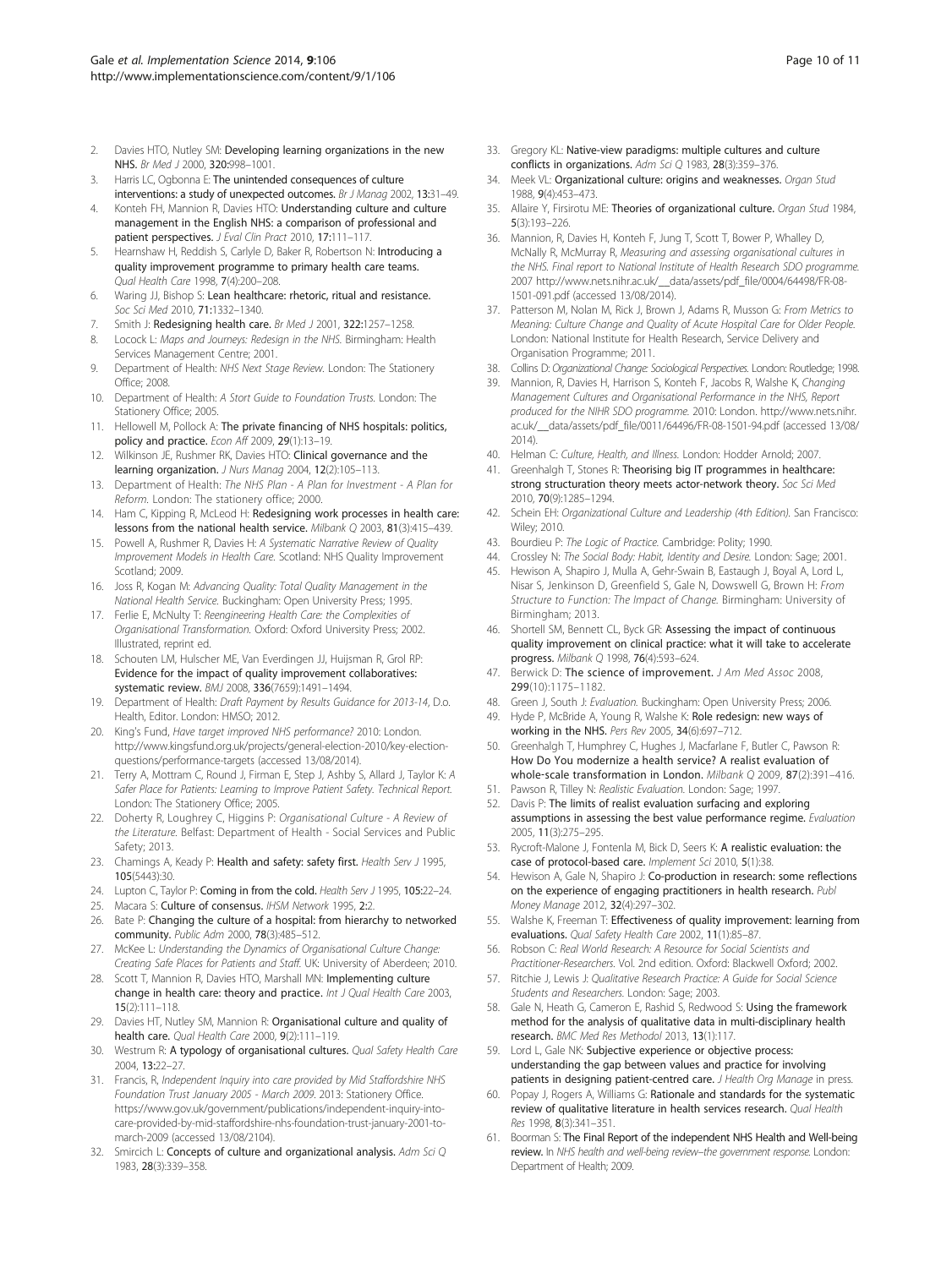2. Davies HTO, Nutley SM: **Developing learning organizations in the new NHS.** *Br Med J* 2000, **320:**998–1001.
3. Harris LC, Ogbonna E: **The unintended consequences of culture interventions: a study of unexpected outcomes.** *Br J Manag* 2002, **13:**31–49.
4. Konteh FH, Mannion R, Davies HTO: **Understanding culture and culture management in the English NHS: a comparison of professional and patient perspectives.** *J Eval Clin Pract* 2010, **17:**111–117.
5. Hearnshaw H, Reddish S, Carlyle D, Baker R, Robertson N: **Introducing a quality improvement programme to primary health care teams.** *Qual Health Care* 1998, **7**(4):200–208.
6. Waring JJ, Bishop S: **Lean healthcare: rhetoric, ritual and resistance.** *Soc Sci Med* 2010, **71:**1332–1340.
7. Smith J: **Redesigning health care.** *Br Med J* 2001, **322:**1257–1258.
8. Locock L: *Maps and Journeys: Redesign in the NHS.* Birmingham: Health Services Management Centre; 2001.
9. Department of Health: *NHS Next Stage Review.* London: The Stationery Office; 2008.
10. Department of Health: *A Stort Guide to Foundation Trusts.* London: The Stationery Office; 2005.
11. Hellowell M, Pollock A: **The private financing of NHS hospitals: politics, policy and practice.** *Econ Aff* 2009, **29**(1):13–19.
12. Wilkinson JE, Rushmer RK, Davies HTO: **Clinical governance and the learning organization.** *J Nurs Manag* 2004, **12**(2):105–113.
13. Department of Health: *The NHS Plan - A Plan for Investment - A Plan for Reform.* London: The stationery office; 2000.
14. Ham C, Kipping R, McLeod H: **Redesigning work processes in health care: lessons from the national health service.** *Milbank Q* 2003, **81**(3):415–439.
15. Powell A, Rushmer R, Davies H: *A Systematic Narrative Review of Quality Improvement Models in Health Care.* Scotland: NHS Quality Improvement Scotland; 2009.
16. Joss R, Kogan M: *Advancing Quality: Total Quality Management in the National Health Service.* Buckingham: Open University Press; 1995.
17. Ferlie E, McNulty T: *Reengineering Health Care: the Complexities of Organisational Transformation.* Oxford: Oxford University Press; 2002. Illustrated, reprint ed.
18. Schouten LM, Hulscher ME, Van Everdingen JJ, Huijsman R, Grol RP: **Evidence for the impact of quality improvement collaboratives: systematic review.** *BMJ* 2008, **336**(7659):1491–1494.
19. Department of Health: *Draft Payment by Results Guidance for 2013-14*, D.o. Health, Editor. London: HMSO; 2012.
20. King's Fund, *Have target improved NHS performance?* 2010: London. http://www.kingsfund.org.uk/projects/general-election-2010/key-election-questions/performance-targets (accessed 13/08/2014).
21. Terry A, Mottram C, Round J, Firman E, Step J, Ashby S, Allard J, Taylor K: *A Safer Place for Patients: Learning to Improve Patient Safety. Technical Report.* London: The Stationery Office; 2005.
22. Doherty R, Loughrey C, Higgins P: *Organisational Culture - A Review of the Literature.* Belfast: Department of Health - Social Services and Public Safety; 2013.
23. Chamings A, Keady P: **Health and safety: safety first.** *Health Serv J* 1995, **105**(5443):30.
24. Lupton C, Taylor P: **Coming in from the cold.** *Health Serv J* 1995, **105:**22–24.
25. Macara S: **Culture of consensus.** *IHSM Network* 1995, **2:**2.
26. Bate P: **Changing the culture of a hospital: from hierarchy to networked community.** *Public Adm* 2000, **78**(3):485–512.
27. McKee L: *Understanding the Dynamics of Organisational Culture Change: Creating Safe Places for Patients and Staff.* UK: University of Aberdeen; 2010.
28. Scott T, Mannion R, Davies HTO, Marshall MN: **Implementing culture change in health care: theory and practice.** *Int J Qual Health Care* 2003, **15**(2):111–118.
29. Davies HT, Nutley SM, Mannion R: **Organisational culture and quality of health care.** *Qual Health Care* 2000, **9**(2):111–119.
30. Westrum R: **A typology of organisational cultures.** *Qual Safety Health Care* 2004, **13:**22–27.
31. Francis, R, *Independent Inquiry into care provided by Mid Staffordshire NHS Foundation Trust January 2005 - March 2009.* 2013: Stationery Office. https://www.gov.uk/government/publications/independent-inquiry-into-care-provided-by-mid-staffordshire-nhs-foundation-trust-january-2001-to-march-2009 (accessed 13/08/2104).
32. Smircich L: **Concepts of culture and organizational analysis.** *Adm Sci Q* 1983, **28**(3):339–358.
33. Gregory KL: **Native-view paradigms: multiple cultures and culture conflicts in organizations.** *Adm Sci Q* 1983, **28**(3):359–376.
34. Meek VL: **Organizational culture: origins and weaknesses.** *Organ Stud* 1988, **9**(4):453–473.
35. Allaire Y, Firsirotu ME: **Theories of organizational culture.** *Organ Stud* 1984, **5**(3):193–226.
36. Mannion, R, Davies H, Konteh F, Jung T, Scott T, Bower P, Whalley D, McNally R, McMurray R, *Measuring and assessing organisational cultures in the NHS. Final report to National Institute of Health Research SDO programme.* 2007 http://www.nets.nihr.ac.uk/__data/assets/pdf_file/0004/64498/FR-08-1501-091.pdf (accessed 13/08/2014).
37. Patterson M, Nolan M, Rick J, Brown J, Adams R, Musson G: *From Metrics to Meaning: Culture Change and Quality of Acute Hospital Care for Older People.* London: National Institute for Health Research, Service Delivery and Organisation Programme; 2011.
38. Collins D: *Organizational Change: Sociological Perspectives.* London: Routledge; 1998.
39. Mannion, R, Davies H, Harrison S, Konteh F, Jacobs R, Walshe K, *Changing Management Cultures and Organisational Performance in the NHS, Report produced for the NIHR SDO programme.* 2010: London. http://www.nets.nihr.ac.uk/__data/assets/pdf_file/0011/64496/FR-08-1501-94.pdf (accessed 13/08/2014).
40. Helman C: *Culture, Health, and Illness.* London: Hodder Arnold; 2007.
41. Greenhalgh T, Stones R: **Theorising big IT programmes in healthcare: strong structuration theory meets actor-network theory.** *Soc Sci Med* 2010, **70**(9):1285–1294.
42. Schein EH: *Organizational Culture and Leadership (4th Edition).* San Francisco: Wiley; 2010.
43. Bourdieu P: *The Logic of Practice.* Cambridge: Polity; 1990.
44. Crossley N: *The Social Body: Habit, Identity and Desire.* London: Sage; 2001.
45. Hewison A, Shapiro J, Mulla A, Gehr-Swain B, Eastaugh J, Boyal A, Lord L, Nisar S, Jenkinson D, Greenfield S, Gale N, Dowswell G, Brown H: *From Structure to Function: The Impact of Change.* Birmingham: University of Birmingham; 2013.
46. Shortell SM, Bennett CL, Byck GR: **Assessing the impact of continuous quality improvement on clinical practice: what it will take to accelerate progress.** *Milbank Q* 1998, **76**(4):593–624.
47. Berwick D: **The science of improvement.** *J Am Med Assoc* 2008, **299**(10):1175–1182.
48. Green J, South J: *Evaluation.* Buckingham: Open University Press; 2006.
49. Hyde P, McBride A, Young R, Walshe K: **Role redesign: new ways of working in the NHS.** *Pers Rev* 2005, **34**(6):697–712.
50. Greenhalgh T, Humphrey C, Hughes J, Macfarlane F, Butler C, Pawson R: **How Do You modernize a health service? A realist evaluation of whole-scale transformation in London.** *Milbank Q* 2009, **87**(2):391–416.
51. Pawson R, Tilley N: *Realistic Evaluation.* London: Sage; 1997.
52. Davis P: **The limits of realist evaluation surfacing and exploring assumptions in assessing the best value performance regime.** *Evaluation* 2005, **11**(3):275–295.
53. Rycroft-Malone J, Fontenla M, Bick D, Seers K: **A realistic evaluation: the case of protocol-based care.** *Implement Sci* 2010, **5**(1):38.
54. Hewison A, Gale N, Shapiro J: **Co-production in research: some reflections on the experience of engaging practitioners in health research.** *Publ Money Manage* 2012, **32**(4):297–302.
55. Walshe K, Freeman T: **Effectiveness of quality improvement: learning from evaluations.** *Qual Safety Health Care* 2002, **11**(1):85–87.
56. Robson C: *Real World Research: A Resource for Social Scientists and Practitioner-Researchers.* Vol. 2nd edition. Oxford: Blackwell Oxford; 2002.
57. Ritchie J, Lewis J: *Qualitative Research Practice: A Guide for Social Science Students and Researchers.* London: Sage; 2003.
58. Gale N, Heath G, Cameron E, Rashid S, Redwood S: **Using the framework method for the analysis of qualitative data in multi-disciplinary health research.** *BMC Med Res Methodol* 2013, **13**(1):117.
59. Lord L, Gale NK: **Subjective experience or objective process: understanding the gap between values and practice for involving patients in designing patient-centred care.** *J Health Org Manage* in press.
60. Popay J, Rogers A, Williams G: **Rationale and standards for the systematic review of qualitative literature in health services research.** *Qual Health Res* 1998, **8**(3):341–351.
61. Boorman S: **The Final Report of the independent NHS Health and Well-being review.** In *NHS health and well-being review–the government response.* London: Department of Health; 2009.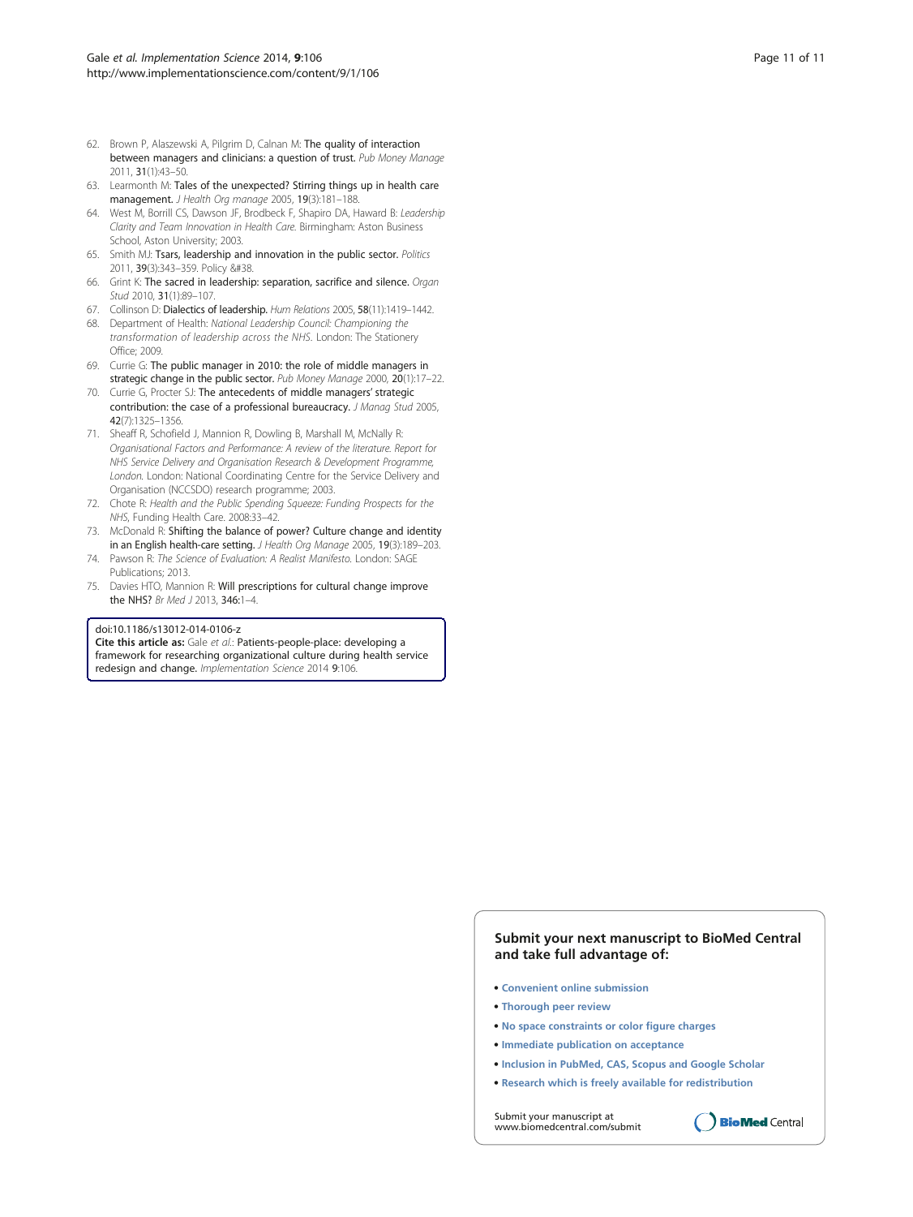62. Brown P, Alaszewski A, Pilgrim D, Calnan M: **The quality of interaction between managers and clinicians: a question of trust.** *Pub Money Manage* 2011, **31**(1):43–50.
63. Learmonth M: **Tales of the unexpected? Stirring things up in health care management.** *J Health Org manage* 2005, **19**(3):181–188.
64. West M, Borrill CS, Dawson JF, Brodbeck F, Shapiro DA, Haward B: *Leadership Clarity and Team Innovation in Health Care.* Birmingham: Aston Business School, Aston University; 2003.
65. Smith MJ: **Tsars, leadership and innovation in the public sector.** *Politics* 2011, **39**(3):343–359. Policy &#38.
66. Grint K: **The sacred in leadership: separation, sacrifice and silence.** *Organ Stud* 2010, **31**(1):89–107.
67. Collinson D: **Dialectics of leadership.** *Hum Relations* 2005, **58**(11):1419–1442.
68. Department of Health: *National Leadership Council: Championing the transformation of leadership across the NHS.* London: The Stationery Office; 2009.
69. Currie G: **The public manager in 2010: the role of middle managers in strategic change in the public sector.** *Pub Money Manage* 2000, **20**(1):17–22.
70. Currie G, Procter SJ: **The antecedents of middle managers' strategic contribution: the case of a professional bureaucracy.** *J Manag Stud* 2005, **42**(7):1325–1356.
71. Sheaff R, Schofield J, Mannion R, Dowling B, Marshall M, McNally R: *Organisational Factors and Performance: A review of the literature. Report for NHS Service Delivery and Organisation Research & Development Programme, London.* London: National Coordinating Centre for the Service Delivery and Organisation (NCCSDO) research programme; 2003.
72. Chote R: *Health and the Public Spending Squeeze: Funding Prospects for the NHS*, Funding Health Care. 2008:33–42.
73. McDonald R: **Shifting the balance of power? Culture change and identity in an English health-care setting.** *J Health Org Manage* 2005, **19**(3):189–203.
74. Pawson R: *The Science of Evaluation: A Realist Manifesto.* London: SAGE Publications; 2013.
75. Davies HTO, Mannion R: **Will prescriptions for cultural change improve the NHS?** *Br Med J* 2013, **346**:1–4.

doi:10.1186/s13012-014-0106-z
**Cite this article as:** Gale *et al.*: Patients-people-place: developing a framework for researching organizational culture during health service redesign and change. *Implementation Science* 2014 **9**:106.

**Submit your next manuscript to BioMed Central and take full advantage of:**

- **Convenient online submission**
- **Thorough peer review**
- **No space constraints or color figure charges**
- **Immediate publication on acceptance**
- **Inclusion in PubMed, CAS, Scopus and Google Scholar**
- **Research which is freely available for redistribution**

Submit your manuscript at
www.biomedcentral.com/submit

BioMed Central